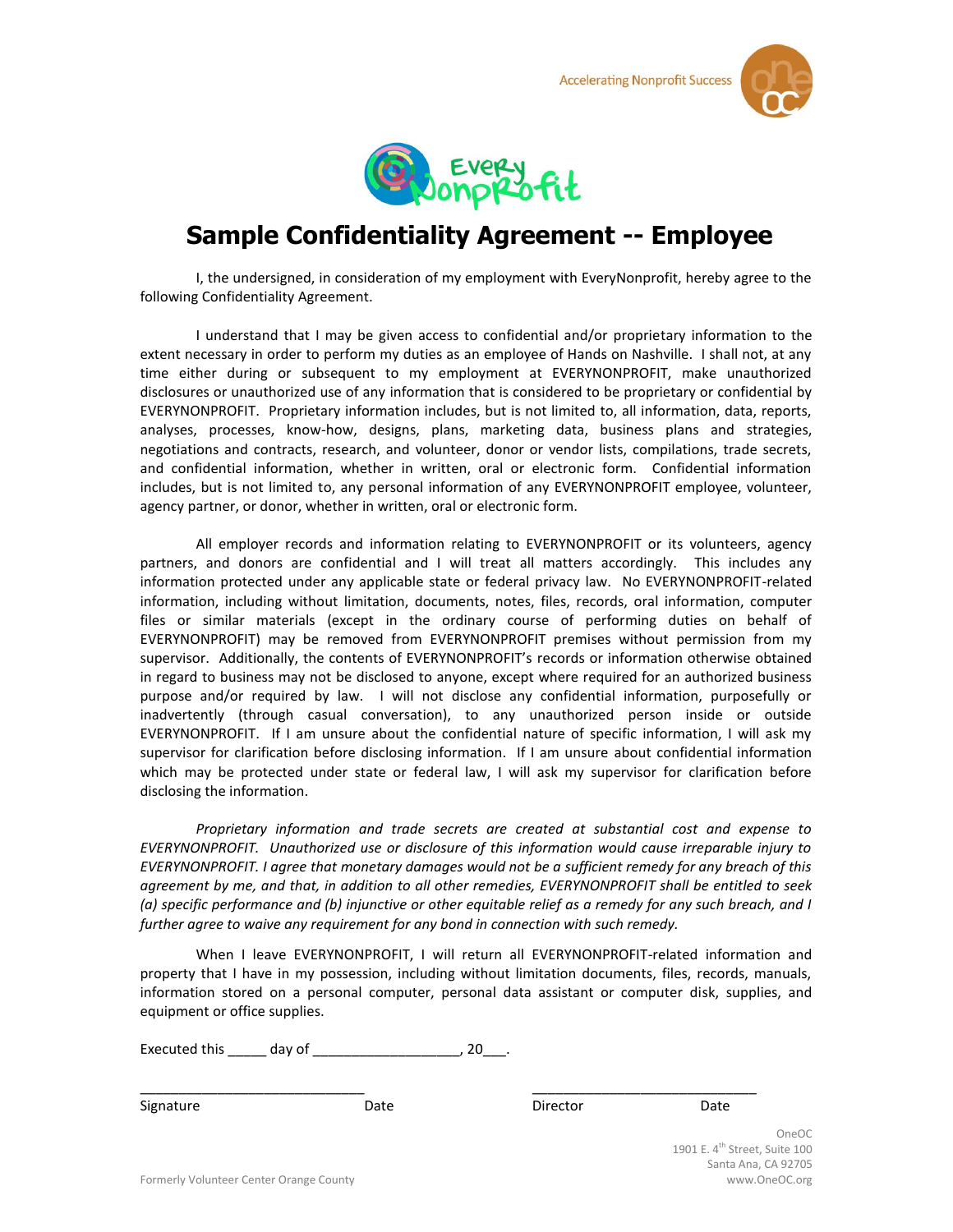Accelerating Nonprofit Success

# Sample Confidentiality Agreement -- Employee

I, the undersigned, in consideration of my employment with EveryNonprofit, hereby agree to the following Confidentiality Agreement.

I understand that I may be given access to confidential and/or proprietary information to the extent necessary in order to perform my duties as an employee of Hands on Nashville. I shall not, at any time either during or subsequent to my employment at EVERYNONPROFIT, make unauthorized disclosures or unauthorized use of any information that is considered to be proprietary or confidential by EVERYNONPROFIT. Proprietary information includes, but is not limited to, all information, data, reports, analyses, processes, know-how, designs, plans, marketing data, business plans and strategies, negotiations and contracts, research, and volunteer, donor or vendor lists, compilations, trade secrets, and confidential information, whether in written, oral or electronic form. Confidential information includes, but is not limited to, any personal information of any EVERYNONPROFIT employee, volunteer, agency partner, or donor, whether in written, oral or electronic form.

All employer records and information relating to EVERYNONPROFIT or its volunteers, agency partners, and donors are confidential and I will treat all matters accordingly. This includes any information protected under any applicable state or federal privacy law. No EVERYNONPROFIT-related information, including without limitation, documents, notes, files, records, oral information, computer files or similar materials (except in the ordinary course of performing duties on behalf of EVERYNONPROFIT) may be removed from EVERYNONPROFIT premises without permission from my supervisor. Additionally, the contents of EVERYNONPROFIT's records or information otherwise obtained in regard to business may not be disclosed to anyone, except where required for an authorized business purpose and/or required by law. I will not disclose any confidential information, purposefully or inadvertently (through casual conversation), to any unauthorized person inside or outside EVERYNONPROFIT. If I am unsure about the confidential nature of specific information, I will ask my supervisor for clarification before disclosing information. If I am unsure about confidential information which may be protected under state or federal law, I will ask my supervisor for clarification before disclosing the information.

*Proprietary information and trade secrets are created at substantial cost and expense to EVERYNONPROFIT. Unauthorized use or disclosure of this information would cause irreparable injury to EVERYNONPROFIT. I agree that monetary damages would not be a sufficient remedy for any breach of this agreement by me, and that, in addition to all other remedies, EVERYNONPROFIT shall be entitled to seek (a) specific performance and (b) injunctive or other equitable relief as a remedy for any such breach, and I further agree to waive any requirement for any bond in connection with such remedy.*

When I leave EVERYNONPROFIT, I will return all EVERYNONPROFIT-related information and property that I have in my possession, including without limitation documents, files, records, manuals, information stored on a personal computer, personal data assistant or computer disk, supplies, and equipment or office supplies.

Executed this _____ day of __________________, 20___.

| ______________________________ | | ______________________________ | |
|---|---|---|---|
| Signature | Date | Director | Date |

OneOC
1901 E. 4th Street, Suite 100
Santa Ana, CA 92705
www.OneOC.org

Formerly Volunteer Center Orange County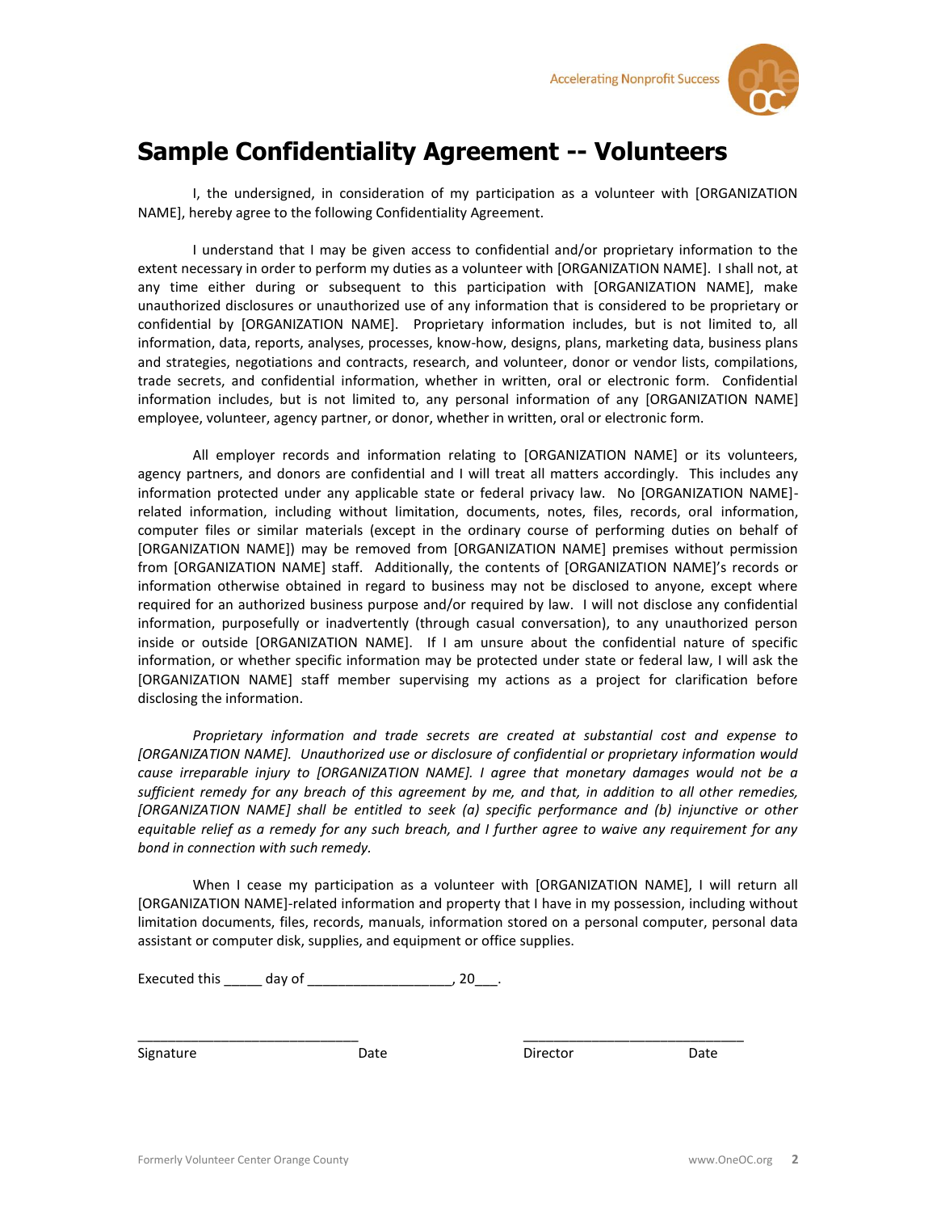# Sample Confidentiality Agreement -- Volunteers

I, the undersigned, in consideration of my participation as a volunteer with [ORGANIZATION NAME], hereby agree to the following Confidentiality Agreement.

I understand that I may be given access to confidential and/or proprietary information to the extent necessary in order to perform my duties as a volunteer with [ORGANIZATION NAME]. I shall not, at any time either during or subsequent to this participation with [ORGANIZATION NAME], make unauthorized disclosures or unauthorized use of any information that is considered to be proprietary or confidential by [ORGANIZATION NAME]. Proprietary information includes, but is not limited to, all information, data, reports, analyses, processes, know-how, designs, plans, marketing data, business plans and strategies, negotiations and contracts, research, and volunteer, donor or vendor lists, compilations, trade secrets, and confidential information, whether in written, oral or electronic form. Confidential information includes, but is not limited to, any personal information of any [ORGANIZATION NAME] employee, volunteer, agency partner, or donor, whether in written, oral or electronic form.

All employer records and information relating to [ORGANIZATION NAME] or its volunteers, agency partners, and donors are confidential and I will treat all matters accordingly. This includes any information protected under any applicable state or federal privacy law. No [ORGANIZATION NAME]-related information, including without limitation, documents, notes, files, records, oral information, computer files or similar materials (except in the ordinary course of performing duties on behalf of [ORGANIZATION NAME]) may be removed from [ORGANIZATION NAME] premises without permission from [ORGANIZATION NAME] staff. Additionally, the contents of [ORGANIZATION NAME]'s records or information otherwise obtained in regard to business may not be disclosed to anyone, except where required for an authorized business purpose and/or required by law. I will not disclose any confidential information, purposefully or inadvertently (through casual conversation), to any unauthorized person inside or outside [ORGANIZATION NAME]. If I am unsure about the confidential nature of specific information, or whether specific information may be protected under state or federal law, I will ask the [ORGANIZATION NAME] staff member supervising my actions as a project for clarification before disclosing the information.

*Proprietary information and trade secrets are created at substantial cost and expense to [ORGANIZATION NAME]. Unauthorized use or disclosure of confidential or proprietary information would cause irreparable injury to [ORGANIZATION NAME]. I agree that monetary damages would not be a sufficient remedy for any breach of this agreement by me, and that, in addition to all other remedies, [ORGANIZATION NAME] shall be entitled to seek (a) specific performance and (b) injunctive or other equitable relief as a remedy for any such breach, and I further agree to waive any requirement for any bond in connection with such remedy.*

When I cease my participation as a volunteer with [ORGANIZATION NAME], I will return all [ORGANIZATION NAME]-related information and property that I have in my possession, including without limitation documents, files, records, manuals, information stored on a personal computer, personal data assistant or computer disk, supplies, and equipment or office supplies.

Executed this _____ day of ___________________, 20___.

_____________________________ &nbsp;&nbsp;&nbsp;&nbsp; _____________________________

Signature &nbsp;&nbsp;&nbsp;&nbsp; Date &nbsp;&nbsp;&nbsp;&nbsp; Director &nbsp;&nbsp;&nbsp;&nbsp; Date